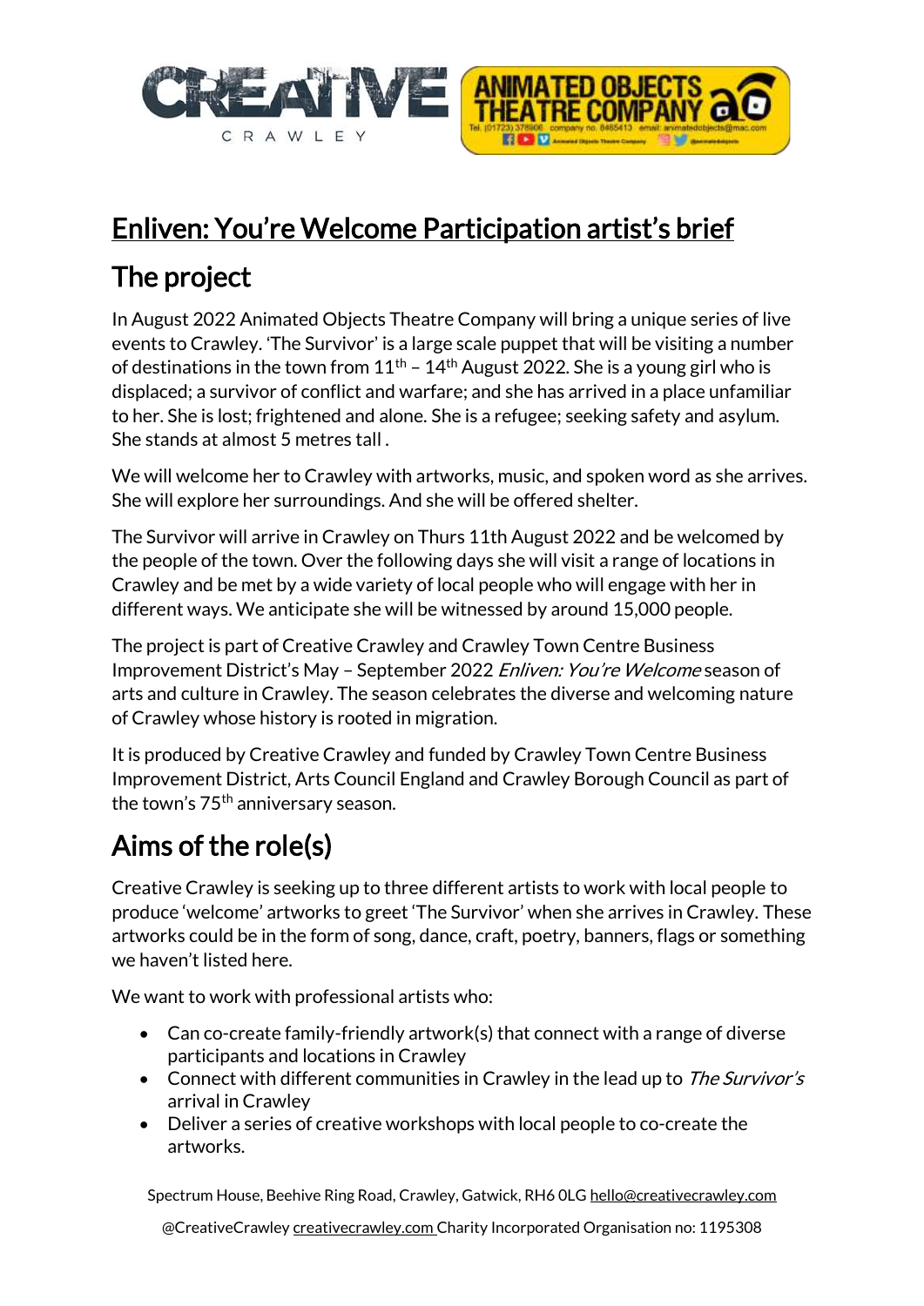# Enliven: You're Welcome Participation artist's brief

## The project

In August 2022 Animated Objects Theatre Company will bring a unique series of live events to Crawley. 'The Survivor' is a large scale puppet that will be visiting a number of destinations in the town from 11th – 14th August 2022. She is a young girl who is displaced; a survivor of conflict and warfare; and she has arrived in a place unfamiliar to her. She is lost; frightened and alone. She is a refugee; seeking safety and asylum. She stands at almost 5 metres tall .

We will welcome her to Crawley with artworks, music, and spoken word as she arrives. She will explore her surroundings. And she will be offered shelter.

The Survivor will arrive in Crawley on Thurs 11th August 2022 and be welcomed by the people of the town. Over the following days she will visit a range of locations in Crawley and be met by a wide variety of local people who will engage with her in different ways. We anticipate she will be witnessed by around 15,000 people.

The project is part of Creative Crawley and Crawley Town Centre Business Improvement District's May – September 2022 *Enliven: You're Welcome* season of arts and culture in Crawley. The season celebrates the diverse and welcoming nature of Crawley whose history is rooted in migration.

It is produced by Creative Crawley and funded by Crawley Town Centre Business Improvement District, Arts Council England and Crawley Borough Council as part of the town's 75th anniversary season.

## Aims of the role(s)

Creative Crawley is seeking up to three different artists to work with local people to produce 'welcome' artworks to greet 'The Survivor' when she arrives in Crawley. These artworks could be in the form of song, dance, craft, poetry, banners, flags or something we haven't listed here.

We want to work with professional artists who:

- Can co-create family-friendly artwork(s) that connect with a range of diverse participants and locations in Crawley
- Connect with different communities in Crawley in the lead up to *The Survivor's* arrival in Crawley
- Deliver a series of creative workshops with local people to co-create the artworks.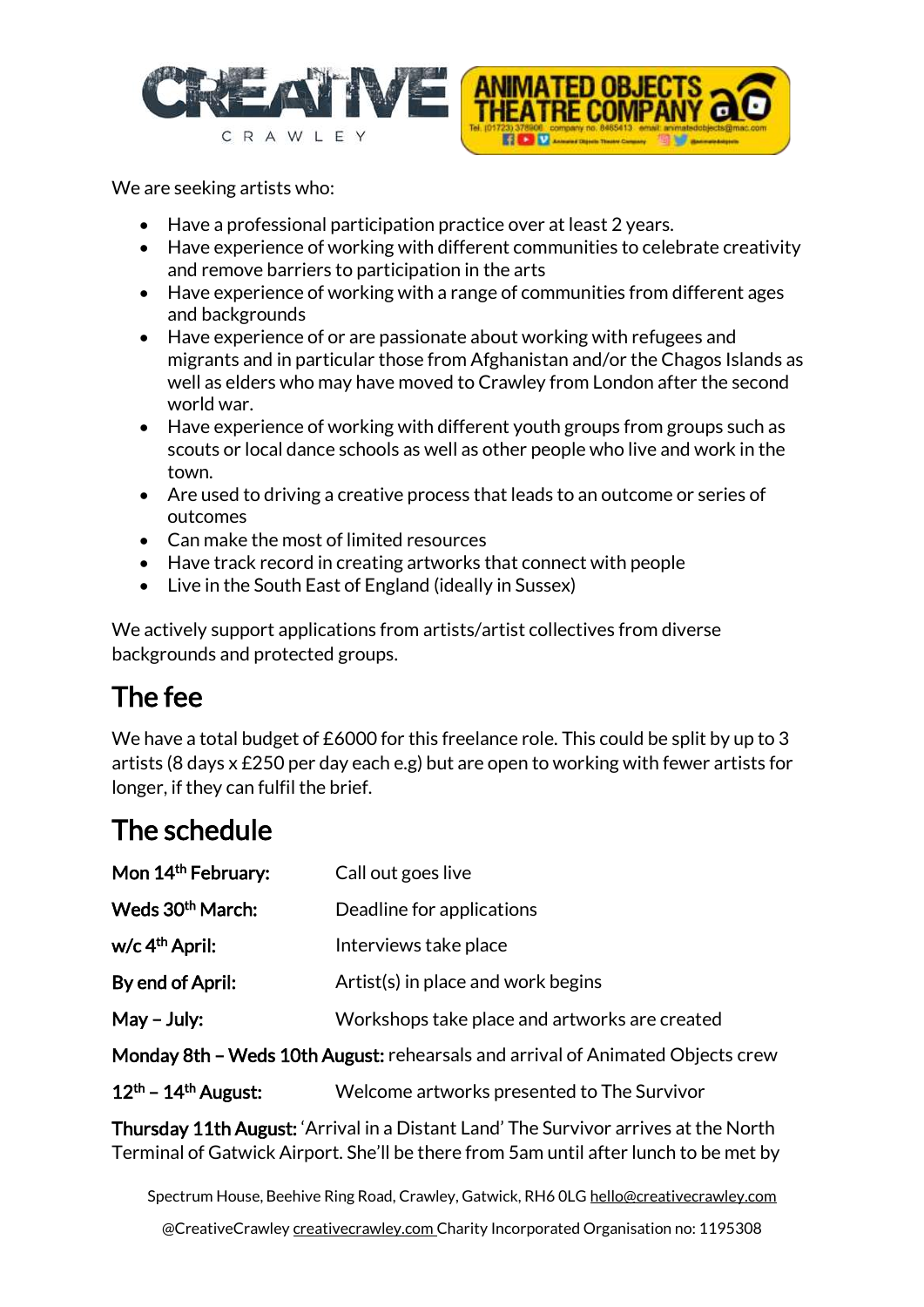We are seeking artists who:

- Have a professional participation practice over at least 2 years.
- Have experience of working with different communities to celebrate creativity and remove barriers to participation in the arts
- Have experience of working with a range of communities from different ages and backgrounds
- Have experience of or are passionate about working with refugees and migrants and in particular those from Afghanistan and/or the Chagos Islands as well as elders who may have moved to Crawley from London after the second world war.
- Have experience of working with different youth groups from groups such as scouts or local dance schools as well as other people who live and work in the town.
- Are used to driving a creative process that leads to an outcome or series of outcomes
- Can make the most of limited resources
- Have track record in creating artworks that connect with people
- Live in the South East of England (ideally in Sussex)

We actively support applications from artists/artist collectives from diverse backgrounds and protected groups.

## The fee

We have a total budget of £6000 for this freelance role. This could be split by up to 3 artists (8 days x £250 per day each e.g) but are open to working with fewer artists for longer, if they can fulfil the brief.

## The schedule

**Mon 14th February:** Call out goes live

**Weds 30th March:** Deadline for applications

**w/c 4th April:** Interviews take place

**By end of April:** Artist(s) in place and work begins

**May – July:** Workshops take place and artworks are created

**Monday 8th – Weds 10th August:** rehearsals and arrival of Animated Objects crew

**12th – 14th August:** Welcome artworks presented to The Survivor

**Thursday 11th August:** 'Arrival in a Distant Land' The Survivor arrives at the North Terminal of Gatwick Airport. She'll be there from 5am until after lunch to be met by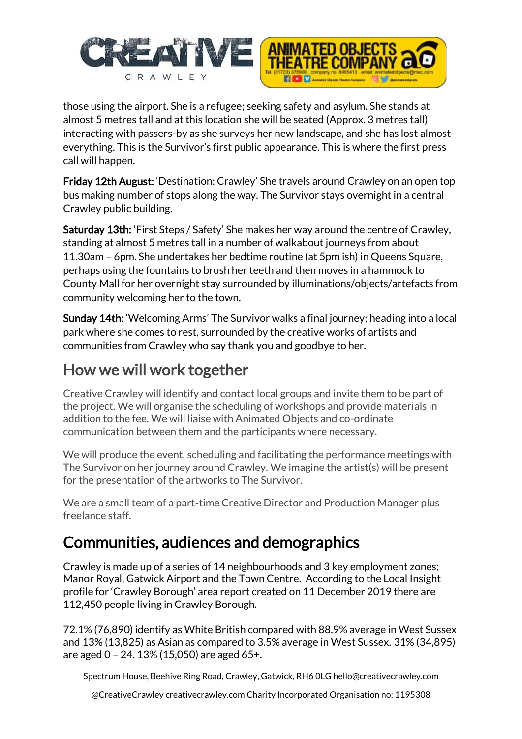those using the airport. She is a refugee; seeking safety and asylum. She stands at almost 5 metres tall and at this location she will be seated (Approx. 3 metres tall) interacting with passers-by as she surveys her new landscape, and she has lost almost everything. This is the Survivor's first public appearance. This is where the first press call will happen.

**Friday 12th August:** 'Destination: Crawley' She travels around Crawley on an open top bus making number of stops along the way. The Survivor stays overnight in a central Crawley public building.

**Saturday 13th:** 'First Steps / Safety' She makes her way around the centre of Crawley, standing at almost 5 metres tall in a number of walkabout journeys from about 11.30am – 6pm. She undertakes her bedtime routine (at 5pm ish) in Queens Square, perhaps using the fountains to brush her teeth and then moves in a hammock to County Mall for her overnight stay surrounded by illuminations/objects/artefacts from community welcoming her to the town.

**Sunday 14th:** 'Welcoming Arms' The Survivor walks a final journey; heading into a local park where she comes to rest, surrounded by the creative works of artists and communities from Crawley who say thank you and goodbye to her.

## How we will work together

Creative Crawley will identify and contact local groups and invite them to be part of the project. We will organise the scheduling of workshops and provide materials in addition to the fee. We will liaise with Animated Objects and co-ordinate communication between them and the participants where necessary.

We will produce the event, scheduling and facilitating the performance meetings with The Survivor on her journey around Crawley. We imagine the artist(s) will be present for the presentation of the artworks to The Survivor.

We are a small team of a part-time Creative Director and Production Manager plus freelance staff.

## Communities, audiences and demographics

Crawley is made up of a series of 14 neighbourhoods and 3 key employment zones; Manor Royal, Gatwick Airport and the Town Centre. According to the Local Insight profile for 'Crawley Borough' area report created on 11 December 2019 there are 112,450 people living in Crawley Borough.

72.1% (76,890) identify as White British compared with 88.9% average in West Sussex and 13% (13,825) as Asian as compared to 3.5% average in West Sussex. 31% (34,895) are aged 0 – 24. 13% (15,050) are aged 65+.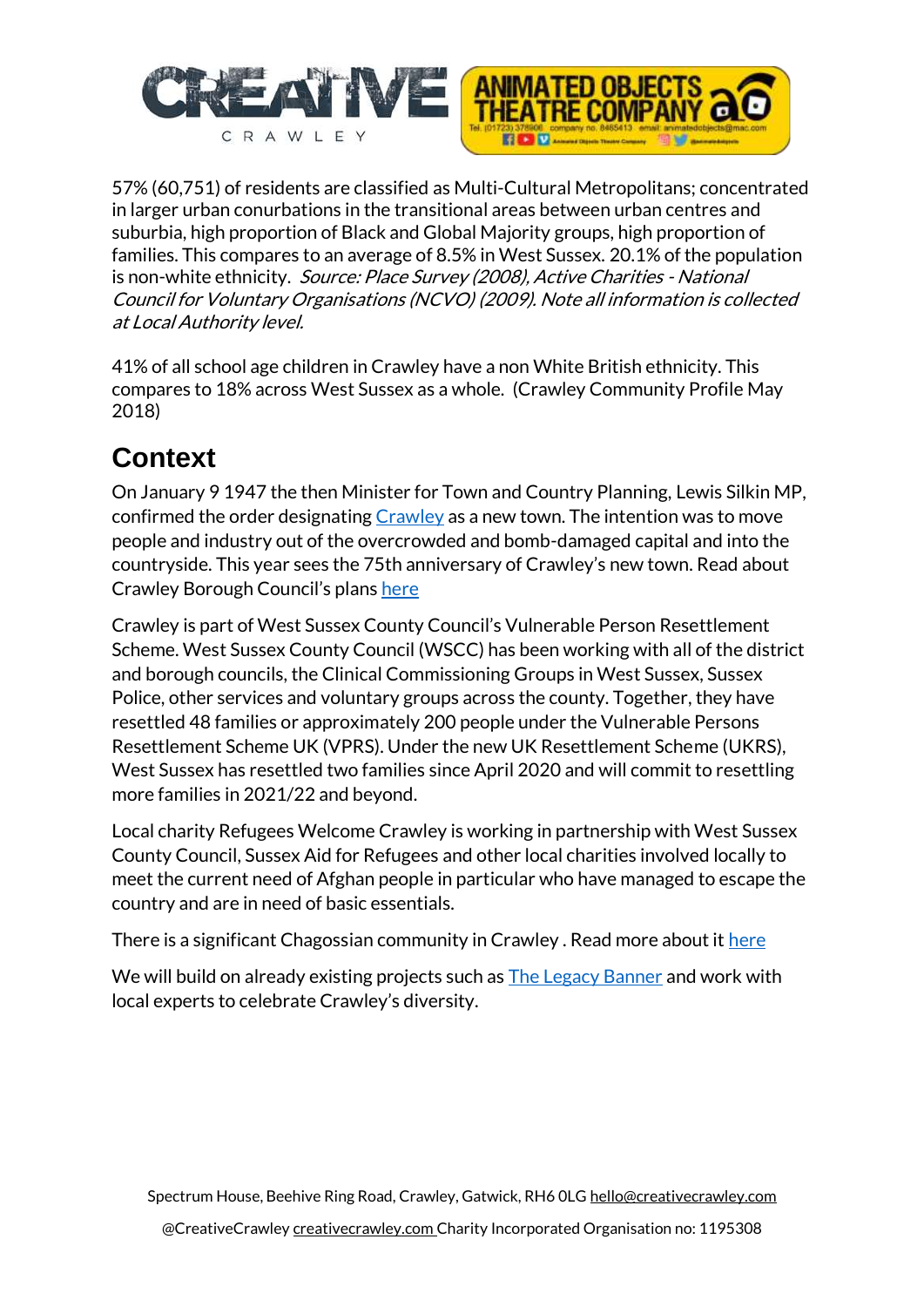57% (60,751) of residents are classified as Multi-Cultural Metropolitans; concentrated in larger urban conurbations in the transitional areas between urban centres and suburbia, high proportion of Black and Global Majority groups, high proportion of families. This compares to an average of 8.5% in West Sussex. 20.1% of the population is non-white ethnicity. *Source: Place Survey (2008), Active Charities - National Council for Voluntary Organisations (NCVO) (2009). Note all information is collected at Local Authority level.*

41% of all school age children in Crawley have a non White British ethnicity. This compares to 18% across West Sussex as a whole. (Crawley Community Profile May 2018)

## Context

On January 9 1947 the then Minister for Town and Country Planning, Lewis Silkin MP, confirmed the order designating Crawley as a new town. The intention was to move people and industry out of the overcrowded and bomb-damaged capital and into the countryside. This year sees the 75th anniversary of Crawley's new town. Read about Crawley Borough Council's plans here

Crawley is part of West Sussex County Council's Vulnerable Person Resettlement Scheme. West Sussex County Council (WSCC) has been working with all of the district and borough councils, the Clinical Commissioning Groups in West Sussex, Sussex Police, other services and voluntary groups across the county. Together, they have resettled 48 families or approximately 200 people under the Vulnerable Persons Resettlement Scheme UK (VPRS). Under the new UK Resettlement Scheme (UKRS), West Sussex has resettled two families since April 2020 and will commit to resettling more families in 2021/22 and beyond.

Local charity Refugees Welcome Crawley is working in partnership with West Sussex County Council, Sussex Aid for Refugees and other local charities involved locally to meet the current need of Afghan people in particular who have managed to escape the country and are in need of basic essentials.

There is a significant Chagossian community in Crawley . Read more about it here

We will build on already existing projects such as The Legacy Banner and work with local experts to celebrate Crawley's diversity.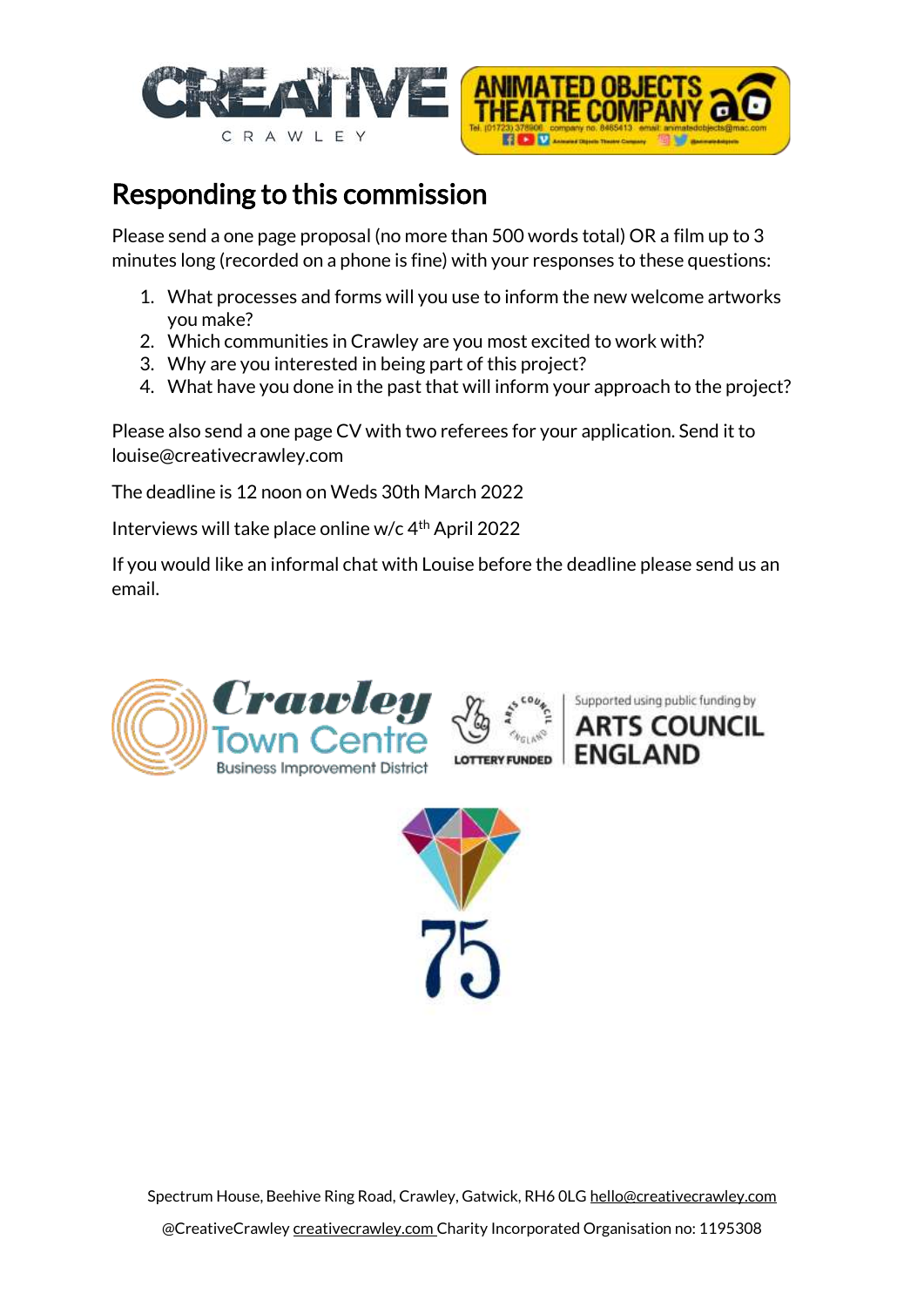## Responding to this commission

Please send a one page proposal (no more than 500 words total) OR a film up to 3 minutes long (recorded on a phone is fine) with your responses to these questions:

1. What processes and forms will you use to inform the new welcome artworks you make?
2. Which communities in Crawley are you most excited to work with?
3. Why are you interested in being part of this project?
4. What have you done in the past that will inform your approach to the project?

Please also send a one page CV with two referees for your application. Send it to louise@creativecrawley.com

The deadline is 12 noon on Weds 30th March 2022

Interviews will take place online w/c 4th April 2022

If you would like an informal chat with Louise before the deadline please send us an email.

Spectrum House, Beehive Ring Road, Crawley, Gatwick, RH6 0LG hello@creativecrawley.com

@CreativeCrawley creativecrawley.com Charity Incorporated Organisation no: 1195308